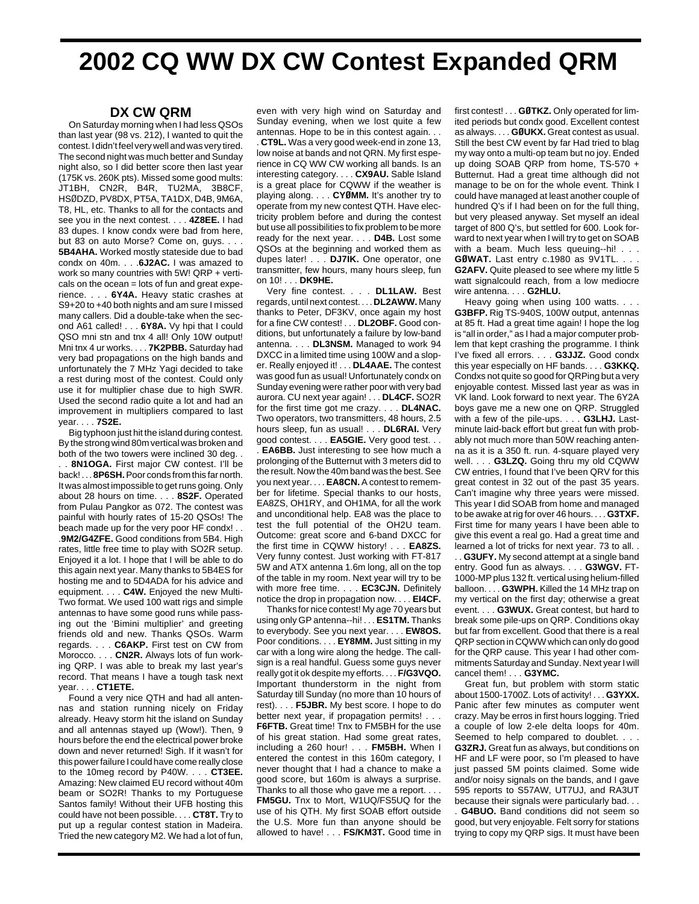# 2002 CQ WW DX CW Contest Expanded QRM

## DX CW QRM

On Saturday morning when I had less QSOs than last year (98 vs. 212), I wanted to quit the contest. I didn't feel very well and was very tired. The second night was much better and Sunday night also, so I did better score then last year (175K vs. 260K pts). Missed some good mults: JT1BH, CN2R, B4R, TU2MA, 3B8CF, HSØDZD, PV8DX, PT5A, TA1DX, D4B, 9M6A, T8, HL, etc. Thanks to all for the contacts and see you in the next contest. . . . **4Z8EE.** I had 83 dupes. I know condx were bad from here, but 83 on auto Morse? Come on, guys. . . . **5B4AHA.** Worked mostly stateside due to bad condx on 40m. . . .**6J2AC.** I was amazed to work so many countries with 5W! QRP + verticals on the ocean = lots of fun and great experience. . . . **6Y4A.** Heavy static crashes at S9+20 to +40 both nights and am sure I missed many callers. Did a double-take when the second A61 called! . . . **6Y8A.** Vy hpi that I could QSO mni stn and tnx 4 all! Only 10W output! Mni tnx 4 ur works. . . . **7K2PBB.** Saturday had very bad propagations on the high bands and unfortunately the 7 MHz Yagi decided to take a rest during most of the contest. Could only use it for multiplier chase due to high SWR. Used the second radio quite a lot and had an improvement in multipliers compared to last year. . . . **7S2E.**

Big typhoon just hit the island during contest. By the strong wind 80m vertical was broken and both of the two towers were inclined 30 deg. . . . **8N1OGA.** First major CW contest. I'll be back! . . **8P6SH.** Poor conds from this far north. It was almost impossible to get runs going. Only about 28 hours on time. . . . **8S2F.** Operated from Pulau Pangkor as 072. The contest was painful with hourly rates of 15-20 QSOs! The beach made up for the very poor HF condx! . . .**9M2/G4ZFE.** Good conditions from 5B4. High rates, little free time to play with SO2R setup. Enjoyed it a lot. I hope that I will be able to do this again next year. Many thanks to 5B4ES for hosting me and to 5D4ADA for his advice and equipment. . . . **C4W.** Enjoyed the new Multi-Two format. We used 100 watt rigs and simple antennas to have some good runs while passing out the 'Bimini multiplier' and greeting friends old and new. Thanks QSOs. Warm regards. . . . **C6AKP.** First test on CW from Morocco. . . . **CN2R.** Always lots of fun working QRP. I was able to break my last year's record. That means I have a tough task next year. . . . **CT1ETE.**

Found a very nice QTH and had all antennas and station running nicely on Friday already. Heavy storm hit the island on Sunday and all antennas stayed up (Wow!). Then, 9 hours before the end the electrical power broke down and never returned! Sigh. If it wasn't for this power failure I could have come really close to the 10meg record by P40W. . . . **CT3EE.** Amazing: New claimed EU record without 40m beam or SO2R! Thanks to my Portuguese Santos family! Without their UFB hosting this could have not been possible. . . . **CT8T.** Try to put up a regular contest station in Madeira. Tried the new category M2. We had a lot of fun, even with very high wind on Saturday and Sunday evening, when we lost quite a few antennas. Hope to be in this contest again. . . . **CT9L.** Was a very good week-end in zone 13, low noise at bands and not QRN. My first experience in CQ WW CW working all bands. Is an interesting category. . . . **CX9AU.** Sable Island is a great place for CQWW if the weather is playing along. . . . **CYØMM.** It's another try to operate from my new contest QTH. Have electricity problem before and during the contest but use all possibilities to fix problem to be more ready for the next year. . . . **D4B.** Lost some QSOs at the beginning and worked them as dupes later! . . . **DJ7IK.** One operator, one transmitter, few hours, many hours sleep, fun on 10! . . . **DK9HE.**

Very fine contest. . . . **DL1LAW.** Best regards, until next contest. . . . **DL2AWW.** Many thanks to Peter, DF3KV, once again my host for a fine CW contest! . . . **DL2OBF.** Good conditions, but unfortunately a failure by low-band antenna. . . . **DL3NSM.** Managed to work 94 DXCC in a limited time using 100W and a sloper. Really enjoyed it! . . . **DL4AAE.** The contest was good fun as usual! Unfortunately condx on Sunday evening were rather poor with very bad aurora. CU next year again! . . . **DL4CF.** SO2R for the first time got me crazy. . . . **DL4NAC.** Two operators, two transmitters, 48 hours, 2.5 hours sleep, fun as usual! . . . **DL6RAI.** Very good contest. . . . **EA5GIE.** Very good test. . . . **EA6BB.** Just interesting to see how much a prolonging of the Butternut with 3 meters did to the result. Now the 40m band was the best. See you next year. . . . **EA8CN.** A contest to remember for lifetime. Special thanks to our hosts, EA8ZS, OH1RY, and OH1MA, for all the work and unconditional help. EA8 was the place to test the full potential of the OH2U team. Outcome: great score and 6-band DXCC for the first time in CQWW history! . . . **EA8ZS.** Very funny contest. Just working with FT-817 5W and ATX antenna 1.6m long, all on the top of the table in my room. Next year will try to be with more free time. . . . **EC3CJN.** Definitely notice the drop in propagation now. . . . **EI4CF.**

Thanks for nice contest! My age 70 years but using only GP antenna--hi! . . . **ES1TM.** Thanks to everybody. See you next year. . . . **EW8OS.** Poor conditions. . . . **EY8MM.** Just sitting in my car with a long wire along the hedge. The callsign is a real handful. Guess some guys never really got it ok despite my efforts. . . . **F/G3VQO.** Important thunderstorm in the night from Saturday till Sunday (no more than 10 hours of rest). . . . **F5JBR.** My best score. I hope to do better next year, if propagation permits! . . . **F6FTB.** Great time! Tnx to FM5BH for the use of his great station. Had some great rates, including a 260 hour! . . . **FM5BH.** When I entered the contest in this 160m category, I never thought that I had a chance to make a good score, but 160m is always a surprise. Thanks to all those who gave me a report. . . . **FM5GU.** Tnx to Mort, W1UQ/FS5UQ for the use of his QTH. My first SOAB effort outside the U.S. More fun than anyone should be allowed to have! . . . **FS/KM3T.** Good time in first contest! . . . **GØTKZ.** Only operated for limited periods but condx good. Excellent contest as always. . . . **GØUKX.** Great contest as usual. Still the best CW event by far Had tried to blag my way onto a multi-op team but no joy. Ended up doing SOAB QRP from home, TS-570 + Butternut. Had a great time although did not manage to be on for the whole event. Think I could have managed at least another couple of hundred Q's if I had been on for the full thing, but very pleased anyway. Set myself an ideal target of 800 Q's, but settled for 600. Look forward to next year when I will try to get on SOAB with a beam. Much less queuing--hi! . . . **GØWAT.** Last entry c.1980 as 9V1TL. . . . **G2AFV.** Quite pleased to see where my little 5 watt signalcould reach, from a low mediocre wire antenna. . . . **G2HLU.**

Heavy going when using 100 watts. . . . **G3BFP.** Rig TS-940S, 100W output, antennas at 85 ft. Had a great time again! I hope the log is "all in order," as I had a major computer problem that kept crashing the programme. I think I've fixed all errors. . . . **G3JJZ.** Good condx this year especially on HF bands. . . . **G3KKQ.** Condxs not quite so good for QRPing but a very enjoyable contest. Missed last year as was in VK land. Look forward to next year. The 6Y2A boys gave me a new one on QRP. Struggled with a few of the pile-ups. . . . **G3LHJ.** Last-minute laid-back effort but great fun with probably not much more than 50W reaching antenna as it is a 350 ft. run. 4-square played very well. . . . **G3LZQ.** Going thru my old CQWW CW entries, I found that I've been QRV for this great contest in 32 out of the past 35 years. Can't imagine why three years were missed. This year I did SOAB from home and managed to be awake at rig for over 46 hours. . . . **G3TXF.** First time for many years I have been able to give this event a real go. Had a great time and learned a lot of tricks for next year. 73 to all. . . . **G3UFY.** My second attempt at a single band entry. Good fun as always. . . . **G3WGV.** FT-1000-MP plus 132 ft. vertical using helium-filled balloon. . . . **G3WPH.** Killed the 14 MHz trap on my vertical on the first day; otherwise a great event. . . . **G3WUX.** Great contest, but hard to break some pile-ups on QRP. Conditions okay but far from excellent. Good that there is a real QRP section in CQWW which can only do good for the QRP cause. This year I had other commitments Saturday and Sunday. Next year I will cancel them! . . . **G3YMC.**

Great fun, but problem with storm static about 1500-1700Z. Lots of activity! . . . **G3YXX.** Panic after few minutes as computer went crazy. May be erros in first hours logging. Tried a couple of low 2-ele delta loops for 40m. Seemed to help compared to doublet. . . . **G3ZRJ.** Great fun as always, but conditions on HF and LF were poor, so I'm pleased to have just passed 5M points claimed. Some wide and/or noisy signals on the bands, and I gave 595 reports to S57AW, UT7UJ, and RA3UT because their signals were particularly bad. . . . **G4BUO.** Band conditions did not seem so good, but very enjoyable. Felt sorry for stations trying to copy my QRP sigs. It must have been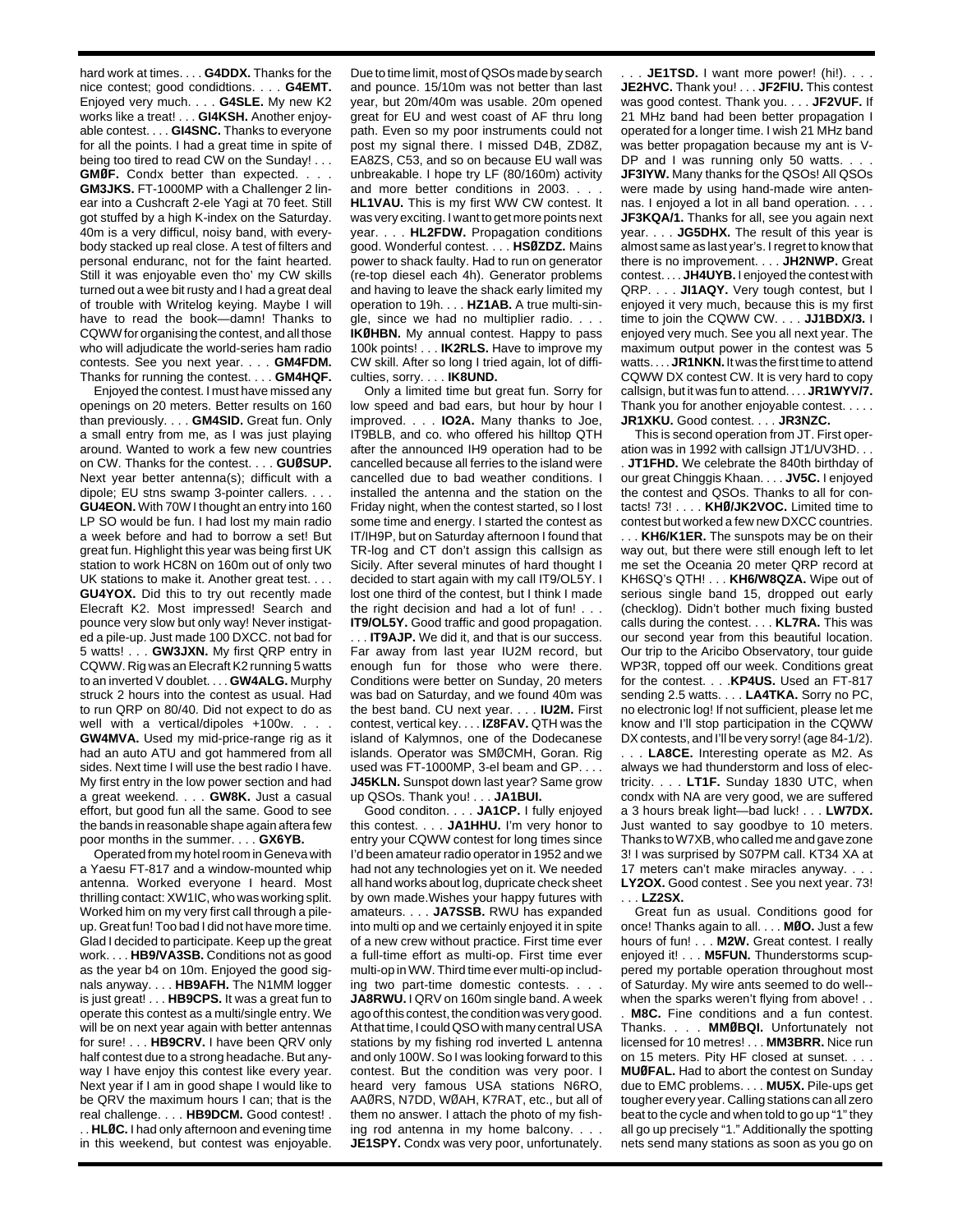hard work at times. . . . **G4DDX.** Thanks for the nice contest; good condidtions. . . . **G4EMT.** Enjoyed very much. . . . **G4SLE.** My new K2 works like a treat! . . . **GI4KSH.** Another enjoyable contest. . . . **GI4SNC.** Thanks to everyone for all the points. I had a great time in spite of being too tired to read CW on the Sunday! . . . **GMØF.** Condx better than expected. . . . **GM3JKS.** FT-1000MP with a Challenger 2 linear into a Cushcraft 2-ele Yagi at 70 feet. Still got stuffed by a high K-index on the Saturday. 40m is a very difficul, noisy band, with everybody stacked up real close. A test of filters and personal enduranc, not for the faint hearted. Still it was enjoyable even tho' my CW skills turned out a wee bit rusty and I had a great deal of trouble with Writelog keying. Maybe I will have to read the book—damn! Thanks to CQWW for organising the contest, and all those who will adjudicate the world-series ham radio contests. See you next year. . . . **GM4FDM.** Thanks for running the contest. . . . **GM4HQF.**

Enjoyed the contest. I must have missed any openings on 20 meters. Better results on 160 than previously. . . . **GM4SID.** Great fun. Only a small entry from me, as I was just playing around. Wanted to work a few new countries on CW. Thanks for the contest. . . . **GUØSUP.** Next year better antenna(s); difficult with a dipole; EU stns swamp 3-pointer callers. . . . **GU4EON.** With 70W I thought an entry into 160 LP SO would be fun. I had lost my main radio a week before and had to borrow a set! But great fun. Highlight this year was being first UK station to work HC8N on 160m out of only two UK stations to make it. Another great test. . . . **GU4YOX.** Did this to try out recently made Elecraft K2. Most impressed! Search and pounce very slow but only way! Never instigated a pile-up. Just made 100 DXCC. not bad for 5 watts! . . . **GW3JXN.** My first QRP entry in CQWW. Rig was an Elecraft K2 running 5 watts to an inverted V doublet. . . . **GW4ALG.** Murphy struck 2 hours into the contest as usual. Had to run QRP on 80/40. Did not expect to do as well with a vertical/dipoles +100w. . . . **GW4MVA.** Used my mid-price-range rig as it had an auto ATU and got hammered from all sides. Next time I will use the best radio I have. My first entry in the low power section and had a great weekend. . . . **GW8K.** Just a casual effort, but good fun all the same. Good to see the bands in reasonable shape again aftera few poor months in the summer. . . . **GX6YB.**

Operated from my hotel room in Geneva with a Yaesu FT-817 and a window-mounted whip antenna. Worked everyone I heard. Most thrilling contact: XW1IC, who was working split. Worked him on my very first call through a pileup. Great fun! Too bad I did not have more time. Glad I decided to participate. Keep up the great work. . . . **HB9/VA3SB.** Conditions not as good as the year b4 on 10m. Enjoyed the good signals anyway. . . . **HB9AFH.** The N1MM logger is just great! . . . **HB9CPS.** It was a great fun to operate this contest as a multi/single entry. We will be on next year again with better antennas for sure! . . . **HB9CRV.** I have been QRV only half contest due to a strong headache. But anyway I have enjoy this contest like every year. Next year if I am in good shape I would like to be QRV the maximum hours I can; that is the real challenge. . . . **HB9DCM.** Good contest! . . . **HLØC.** I had only afternoon and evening time in this weekend, but contest was enjoyable. Due to time limit, most of QSOs made by search and pounce. 15/10m was not better than last year, but 20m/40m was usable. 20m opened great for EU and west coast of AF thru long path. Even so my poor instruments could not post my signal there. I missed D4B, ZD8Z, EA8ZS, C53, and so on because EU wall was unbreakable. I hope try LF (80/160m) activity and more better conditions in 2003. . . . **HL1VAU.** This is my first WW CW contest. It was very exciting. I want to get more points next year. . . . **HL2FDW.** Propagation conditions good. Wonderful contest. . . . **HSØZDZ.** Mains power to shack faulty. Had to run on generator (re-top diesel each 4h). Generator problems and having to leave the shack early limited my operation to 19h. . . . **HZ1AB.** A true multi-single, since we had no multiplier radio. . . . **IKØHBN.** My annual contest. Happy to pass 100k points! . . . **IK2RLS.** Have to improve my CW skill. After so long I tried again, lot of difficulties, sorry. . . . **IK8UND.**

Only a limited time but great fun. Sorry for low speed and bad ears, but hour by hour I improved. . . . **IO2A.** Many thanks to Joe, IT9BLB, and co. who offered his hilltop QTH after the announced IH9 operation had to be cancelled because all ferries to the island were cancelled due to bad weather conditions. I installed the antenna and the station on the Friday night, when the contest started, so I lost some time and energy. I started the contest as IT/IH9P, but on Saturday afternoon I found that TR-log and CT don't assign this callsign as Sicily. After several minutes of hard thought I decided to start again with my call IT9/OL5Y. I lost one third of the contest, but I think I made the right decision and had a lot of fun! . . . **IT9/OL5Y.** Good traffic and good propagation. . . . **IT9AJP.** We did it, and that is our success. Far away from last year IU2M record, but enough fun for those who were there. Conditions were better on Sunday, 20 meters was bad on Saturday, and we found 40m was the best band. CU next year. . . . **IU2M.** First contest, vertical key. . . . **IZ8FAV.** QTH was the island of Kalymnos, one of the Dodecanese islands. Operator was SMØCMH, Goran. Rig used was FT-1000MP, 3-el beam and GP. . . . **J45KLN.** Sunspot down last year? Same grow up QSOs. Thank you! . . . **JA1BUI.**

Good conditon. . . . **JA1CP.** I fully enjoyed this contest. . . . **JA1HHU.** I'm very honor to entry your CQWW contest for long times since I'd been amateur radio operator in 1952 and we had not any technologies yet on it. We needed all hand works about log, dupricate check sheet by own made.Wishes your happy futures with amateurs. . . . **JA7SSB.** RWU has expanded into multi op and we certainly enjoyed it in spite of a new crew without practice. First time ever a full-time effort as multi-op. First time ever multi-op in WW. Third time ever multi-op including two part-time domestic contests. . . . **JA8RWU.** I QRV on 160m single band. A week ago of this contest, the condition was very good. At that time, I could QSO with many central USA stations by my fishing rod inverted L antenna and only 100W. So I was looking forward to this contest. But the condition was very poor. I heard very famous USA stations N6RO, AAØRS, N7DD, WØAH, K7RAT, etc., but all of them no answer. I attach the photo of my fishing rod antenna in my home balcony. . . . **JE1SPY.** Condx was very poor, unfortunately. . . . **JE1TSD.** I want more power! (hi!). . . . **JE2HVC.** Thank you! . . . **JF2FIU.** This contest was good contest. Thank you. . . . **JF2VUF.** If 21 MHz band had been better propagation I operated for a longer time. I wish 21 MHz band was better propagation because my ant is V-DP and I was running only 50 watts. . . . **JF3IYW.** Many thanks for the QSOs! All QSOs were made by using hand-made wire antennas. I enjoyed a lot in all band operation. . . . **JF3KQA/1.** Thanks for all, see you again next year. . . . **JG5DHX.** The result of this year is almost same as last year's. I regret to know that there is no improvement. . . . **JH2NWP.** Great contest. . . . **JH4UYB.** I enjoyed the contest with QRP. . . . **JI1AQY.** Very tough contest, but I enjoyed it very much, because this is my first time to join the CQWW CW. . . . **JJ1BDX/3.** I enjoyed very much. See you all next year. The maximum output power in the contest was 5 watts. . . . **JR1NKN.** It was the first time to attend CQWW DX contest CW. It is very hard to copy callsign, but it was fun to attend. . . . **JR1WYV/7.** Thank you for another enjoyable contest. . . . . **JR1XKU.** Good contest. . . . **JR3NZC.**

This is second operation from JT. First operation was in 1992 with callsign JT1/UV3HD. . . . **JT1FHD.** We celebrate the 840th birthday of our great Chinggis Khaan. . . . **JV5C.** I enjoyed the contest and QSOs. Thanks to all for contacts! 73! . . . . **KHØ/JK2VOC.** Limited time to contest but worked a few new DXCC countries. . . . **KH6/K1ER.** The sunspots may be on their way out, but there were still enough left to let me set the Oceania 20 meter QRP record at KH6SQ's QTH! . . . **KH6/W8QZA.** Wipe out of serious single band 15, dropped out early (checklog). Didn't bother much fixing busted calls during the contest. . . . **KL7RA.** This was our second year from this beautiful location. Our trip to the Aricibo Observatory, tour guide WP3R, topped off our week. Conditions great for the contest. . . .**KP4US.** Used an FT-817 sending 2.5 watts. . . . **LA4TKA.** Sorry no PC, no electronic log! If not sufficient, please let me know and I'll stop participation in the CQWW DX contests, and I'll be very sorry! (age 84-1/2). . . . **LA8CE.** Interesting operate as M2. As always we had thunderstorm and loss of electricity. . . . **LT1F.** Sunday 1830 UTC, when condx with NA are very good, we are suffered a 3 hours break light—bad luck! . . . **LW7DX.** Just wanted to say goodbye to 10 meters. Thanks to W7XB, who called me and gave zone 3! I was surprised by S07PM call. KT34 XA at 17 meters can't make miracles anyway. . . . **LY2OX.** Good contest . See you next year. 73! . . . **LZ2SX.**

Great fun as usual. Conditions good for once! Thanks again to all. . . . **MØO.** Just a few hours of fun! . . . **M2W.** Great contest. I really enjoyed it! . . . **M5FUN.** Thunderstorms scuppered my portable operation throughout most of Saturday. My wire ants seemed to do well--when the sparks weren't flying from above! . . . **M8C.** Fine conditions and a fun contest. Thanks. . . . **MMØBQI.** Unfortunately not licensed for 10 metres! . . . **MM3BRR.** Nice run on 15 meters. Pity HF closed at sunset. . . . **MUØFAL.** Had to abort the contest on Sunday due to EMC problems. . . . **MU5X.** Pile-ups get tougher every year. Calling stations can all zero beat to the cycle and when told to go up "1" they all go up precisely "1." Additionally the spotting nets send many stations as soon as you go on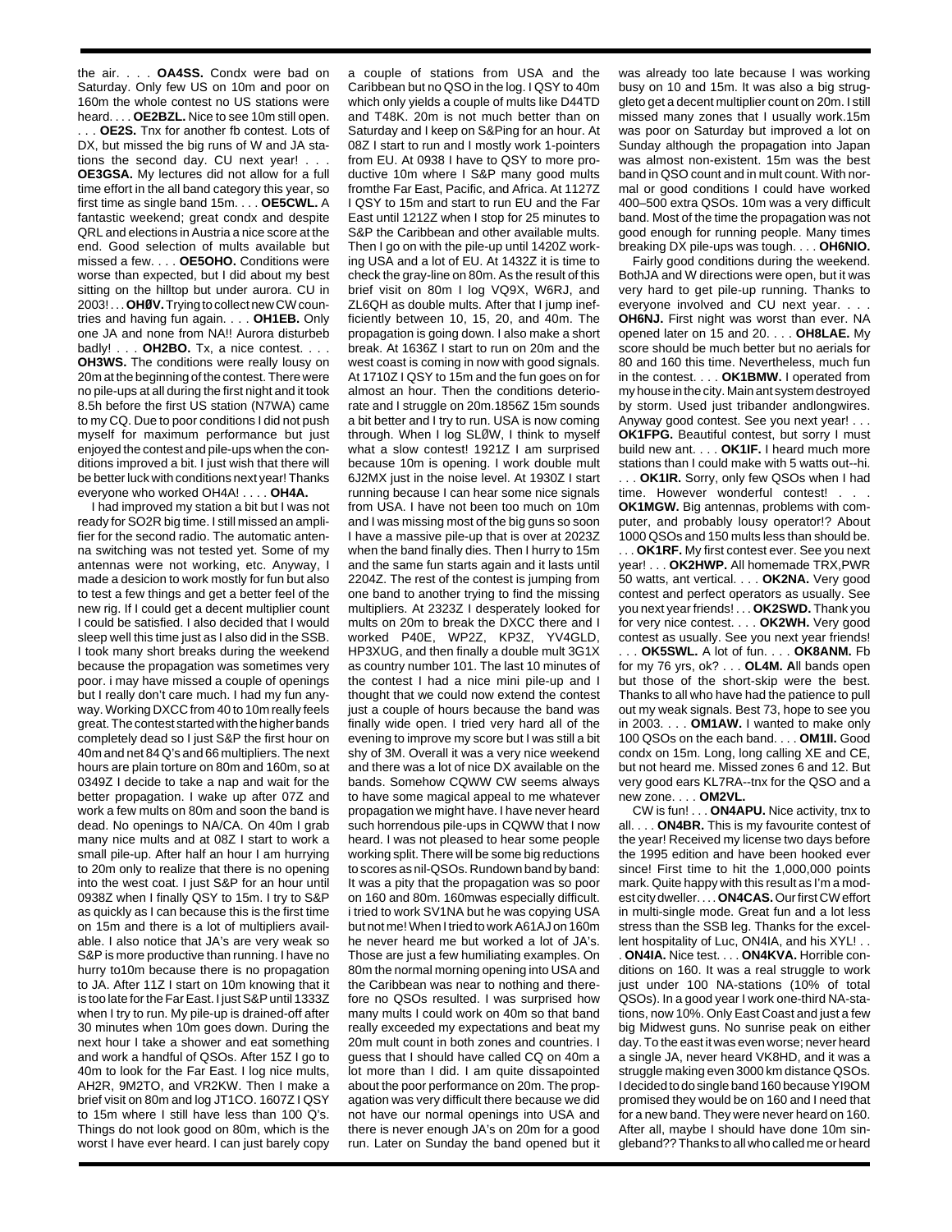the air. . . . **OA4SS.** Condx were bad on Saturday. Only few US on 10m and poor on 160m the whole contest no US stations were heard. . . . **OE2BZL.** Nice to see 10m still open. . . . **OE2S.** Tnx for another fb contest. Lots of DX, but missed the big runs of W and JA stations the second day. CU next year! . . . **OE3GSA.** My lectures did not allow for a full time effort in the all band category this year, so first time as single band 15m. . . . **OE5CWL.** A fantastic weekend; great condx and despite QRL and elections in Austria a nice score at the end. Good selection of mults available but missed a few. . . . **OE5OHO.** Conditions were worse than expected, but I did about my best sitting on the hilltop but under aurora. CU in 2003! . . . **OHØV.** Trying to collect new CW countries and having fun again. . . . **OH1EB.** Only one JA and none from NA!! Aurora disturbeb badly! . . . **OH2BO.** Tx, a nice contest. . . . **OH3WS.** The conditions were really lousy on 20m at the beginning of the contest. There were no pile-ups at all during the first night and it took 8.5h before the first US station (N7WA) came to my CQ. Due to poor conditions I did not push myself for maximum performance but just enjoyed the contest and pile-ups when the conditions improved a bit. I just wish that there will be better luck with conditions next year! Thanks everyone who worked OH4A! . . . . **OH4A.**

I had improved my station a bit but I was not ready for SO2R big time. I still missed an amplifier for the second radio. The automatic antenna switching was not tested yet. Some of my antennas were not working, etc. Anyway, I made a desicion to work mostly for fun but also to test a few things and get a better feel of the new rig. If I could get a decent multiplier count I could be satisfied. I also decided that I would sleep well this time just as I also did in the SSB. I took many short breaks during the weekend because the propagation was sometimes very poor. i may have missed a couple of openings but I really don't care much. I had my fun anyway. Working DXCC from 40 to 10m really feels great. The contest started with the higher bands completely dead so I just S&P the first hour on 40m and net 84 Q's and 66 multipliers. The next hours are plain torture on 80m and 160m, so at 0349Z I decide to take a nap and wait for the better propagation. I wake up after 07Z and work a few mults on 80m and soon the band is dead. No openings to NA/CA. On 40m I grab many nice mults and at 08Z I start to work a small pile-up. After half an hour I am hurrying to 20m only to realize that there is no opening into the west coat. I just S&P for an hour until 0938Z when I finally QSY to 15m. I try to S&P as quickly as I can because this is the first time on 15m and there is a lot of multipliers available. I also notice that JA's are very weak so S&P is more productive than running. I have no hurry to10m because there is no propagation to JA. After 11Z I start on 10m knowing that it is too late for the Far East. I just S&P until 1333Z when I try to run. My pile-up is drained-off after 30 minutes when 10m goes down. During the next hour I take a shower and eat something and work a handful of QSOs. After 15Z I go to 40m to look for the Far East. I log nice mults, AH2R, 9M2TO, and VR2KW. Then I make a brief visit on 80m and log JT1CO. 1607Z I QSY to 15m where I still have less than 100 Q's. Things do not look good on 80m, which is the worst I have ever heard. I can just barely copy a couple of stations from USA and the Caribbean but no QSO in the log. I QSY to 40m which only yields a couple of mults like D44TD and T48K. 20m is not much better than on Saturday and I keep on S&Ping for an hour. At 08Z I start to run and I mostly work 1-pointers from EU. At 0938 I have to QSY to more productive 10m where I S&P many good mults fromthe Far East, Pacific, and Africa. At 1127Z I QSY to 15m and start to run EU and the Far East until 1212Z when I stop for 25 minutes to S&P the Caribbean and other available mults. Then I go on with the pile-up until 1420Z working USA and a lot of EU. At 1432Z it is time to check the gray-line on 80m. As the result of this brief visit on 80m I log VQ9X, W6RJ, and ZL6QH as double mults. After that I jump inefficiently between 10, 15, 20, and 40m. The propagation is going down. I also make a short break. At 1636Z I start to run on 20m and the west coast is coming in now with good signals. At 1710Z I QSY to 15m and the fun goes on for almost an hour. Then the conditions deteriorate and I struggle on 20m.1856Z 15m sounds a bit better and I try to run. USA is now coming through. When I log SLØW, I think to myself what a slow contest! 1921Z I am surprised because 10m is opening. I work double mult 6J2MX just in the noise level. At 1930Z I start running because I can hear some nice signals from USA. I have not been too much on 10m and I was missing most of the big guns so soon I have a massive pile-up that is over at 2023Z when the band finally dies. Then I hurry to 15m and the same fun starts again and it lasts until 2204Z. The rest of the contest is jumping from one band to another trying to find the missing multipliers. At 2323Z I desperately looked for mults on 20m to break the DXCC there and I worked P40E, WP2Z, KP3Z, YV4GLD, HP3XUG, and then finally a double mult 3G1X as country number 101. The last 10 minutes of the contest I had a nice mini pile-up and I thought that we could now extend the contest just a couple of hours because the band was finally wide open. I tried very hard all of the evening to improve my score but I was still a bit shy of 3M. Overall it was a very nice weekend and there was a lot of nice DX available on the bands. Somehow CQWW CW seems always to have some magical appeal to me whatever propagation we might have. I have never heard such horrendous pile-ups in CQWW that I now heard. I was not pleased to hear some people working split. There will be some big reductions to scores as nil-QSOs. Rundown band by band: It was a pity that the propagation was so poor on 160 and 80m. 160mwas especially difficult. i tried to work SV1NA but he was copying USA but not me! When I tried to work A61AJ on 160m he never heard me but worked a lot of JA's. Those are just a few humiliating examples. On 80m the normal morning opening into USA and the Caribbean was near to nothing and therefore no QSOs resulted. I was surprised how many mults I could work on 40m so that band really exceeded my expectations and beat my 20m mult count in both zones and countries. I guess that I should have called CQ on 40m a lot more than I did. I am quite dissapointed about the poor performance on 20m. The propagation was very difficult there because we did not have our normal openings into USA and there is never enough JA's on 20m for a good run. Later on Sunday the band opened but it was already too late because I was working busy on 10 and 15m. It was also a big struggleto get a decent multiplier count on 20m. I still missed many zones that I usually work.15m was poor on Saturday but improved a lot on Sunday although the propagation into Japan was almost non-existent. 15m was the best band in QSO count and in mult count. With normal or good conditions I could have worked 400–500 extra QSOs. 10m was a very difficult band. Most of the time the propagation was not good enough for running people. Many times breaking DX pile-ups was tough. . . . **OH6NIO.**

Fairly good conditions during the weekend. BothJA and W directions were open, but it was very hard to get pile-up running. Thanks to everyone involved and CU next year. . . . **OH6NJ.** First night was worst than ever. NA opened later on 15 and 20. . . . **OH8LAE.** My score should be much better but no aerials for 80 and 160 this time. Nevertheless, much fun in the contest. . . . **OK1BMW.** I operated from my house in the city. Main ant system destroyed by storm. Used just tribander andlongwires. Anyway good contest. See you next year! . . . **OK1FPG.** Beautiful contest, but sorry I must build new ant. . . . **OK1IF.** I heard much more stations than I could make with 5 watts out--hi. . . . **OK1IR.** Sorry, only few QSOs when I had time. However wonderful contest! . . . **OK1MGW.** Big antennas, problems with computer, and probably lousy operator!? About 1000 QSOs and 150 mults less than should be. . . . **OK1RF.** My first contest ever. See you next year! . . . **OK2HWP.** All homemade TRX,PWR 50 watts, ant vertical. . . . **OK2NA.** Very good contest and perfect operators as usually. See you next year friends! . . . **OK2SWD.** Thank you for very nice contest. . . . **OK2WH.** Very good contest as usually. See you next year friends! . . . **OK5SWL.** A lot of fun. . . . **OK8ANM.** Fb for my 76 yrs, ok? . . . **OL4M. A**ll bands open but those of the short-skip were the best. Thanks to all who have had the patience to pull out my weak signals. Best 73, hope to see you in 2003. . . . **OM1AW.** I wanted to make only 100 QSOs on the each band. . . . **OM1II.** Good condx on 15m. Long, long calling XE and CE, but not heard me. Missed zones 6 and 12. But very good ears KL7RA--tnx for the QSO and a new zone. . . . **OM2VL.**

CW is fun! . . . **ON4APU.** Nice activity, tnx to all. . . . **ON4BR.** This is my favourite contest of the year! Received my license two days before the 1995 edition and have been hooked ever since! First time to hit the 1,000,000 points mark. Quite happy with this result as I'm a modest city dweller. . . . **ON4CAS.** Our first CW effort in multi-single mode. Great fun and a lot less stress than the SSB leg. Thanks for the excellent hospitality of Luc, ON4IA, and his XYL! . . . **ON4IA.** Nice test. . . . **ON4KVA.** Horrible conditions on 160. It was a real struggle to work just under 100 NA-stations (10% of total QSOs). In a good year I work one-third NA-stations, now 10%. Only East Coast and just a few big Midwest guns. No sunrise peak on either day. To the east it was even worse; never heard a single JA, never heard VK8HD, and it was a struggle making even 3000 km distance QSOs. I decided to do single band 160 because YI9OM promised they would be on 160 and I need that for a new band. They were never heard on 160. After all, maybe I should have done 10m singleband?? Thanks to all who called me or heard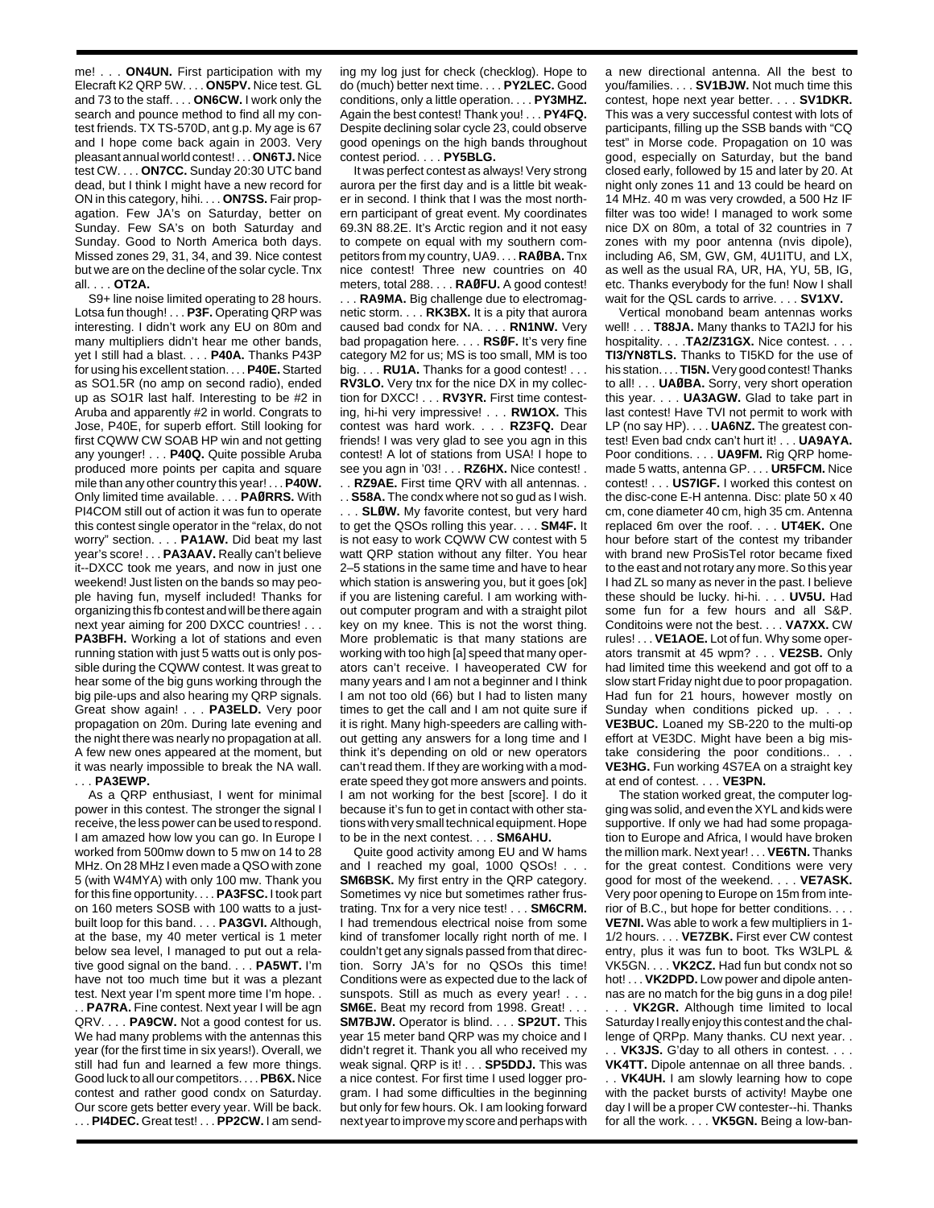me! . . . **ON4UN.** First participation with my Elecraft K2 QRP 5W. . . . **ON5PV.** Nice test. GL and 73 to the staff. . . . **ON6CW.** I work only the search and pounce method to find all my contest friends. TX TS-570D, ant g.p. My age is 67 and I hope come back again in 2003. Very pleasant annual world contest! . . . **ON6TJ.** Nice test CW. . . . **ON7CC.** Sunday 20:30 UTC band dead, but I think I might have a new record for ON in this category, hihi. . . . **ON7SS.** Fair propagation. Few JA's on Saturday, better on Sunday. Few SA's on both Saturday and Sunday. Good to North America both days. Missed zones 29, 31, 34, and 39. Nice contest but we are on the decline of the solar cycle. Tnx all. . . . **OT2A.**

S9+ line noise limited operating to 28 hours. Lotsa fun though! . . . **P3F.** Operating QRP was interesting. I didn't work any EU on 80m and many multipliers didn't hear me other bands, yet I still had a blast. . . . **P40A.** Thanks P43P for using his excellent station. . . . **P40E.** Started as SO1.5R (no amp on second radio), ended up as SO1R last half. Interesting to be #2 in Aruba and apparently #2 in world. Congrats to Jose, P40E, for superb effort. Still looking for first CQWW CW SOAB HP win and not getting any younger! . . . **P40Q.** Quite possible Aruba produced more points per capita and square mile than any other country this year! . . . **P40W.** Only limited time available. . . . **PAØRRS.** With PI4COM still out of action it was fun to operate this contest single operator in the "relax, do not worry" section. . . . **PA1AW.** Did beat my last year's score! . . . **PA3AAV.** Really can't believe it--DXCC took me years, and now in just one weekend! Just listen on the bands so may people having fun, myself included! Thanks for organizing this fb contest and will be there again next year aiming for 200 DXCC countries! . . . **PA3BFH.** Working a lot of stations and even running station with just 5 watts out is only possible during the CQWW contest. It was great to hear some of the big guns working through the big pile-ups and also hearing my QRP signals. Great show again! . . . **PA3ELD.** Very poor propagation on 20m. During late evening and the night there was nearly no propagation at all. A few new ones appeared at the moment, but it was nearly impossible to break the NA wall. . . . **PA3EWP.**

As a QRP enthusiast, I went for minimal power in this contest. The stronger the signal I receive, the less power can be used to respond. I am amazed how low you can go. In Europe I worked from 500mw down to 5 mw on 14 to 28 MHz. On 28 MHz I even made a QSO with zone 5 (with W4MYA) with only 100 mw. Thank you for this fine opportunity. . . . **PA3FSC.** I took part on 160 meters SOSB with 100 watts to a justbuilt loop for this band. . . . **PA3GVI.** Although, at the base, my 40 meter vertical is 1 meter below sea level, I managed to put out a relative good signal on the band. . . . **PA5WT.** I'm have not too much time but it was a plezant test. Next year I'm spent more time I'm hope. . . . **PA7RA.** Fine contest. Next year I will be agn QRV. . . . **PA9CW.** Not a good contest for us. We had many problems with the antennas this year (for the first time in six years!). Overall, we still had fun and learned a few more things. Good luck to all our competitors. . . . **PB6X.** Nice contest and rather good condx on Saturday. Our score gets better every year. Will be back. . . . **PI4DEC.** Great test! . . . **PP2CW.** I am sending my log just for check (checklog). Hope to do (much) better next time. . . . **PY2LEC.** Good conditions, only a little operation. . . . **PY3MHZ.** Again the best contest! Thank you! . . . **PY4FQ.** Despite declining solar cycle 23, could observe good openings on the high bands throughout contest period. . . . **PY5BLG.**

It was perfect contest as always! Very strong aurora per the first day and is a little bit weaker in second. I think that I was the most northern participant of great event. My coordinates 69.3N 88.2E. It's Arctic region and it not easy to compete on equal with my southern competitors from my country, UA9. . . . **RAØBA.** Tnx nice contest! Three new countries on 40 meters, total 288. . . . **RAØFU.** A good contest! . . . **RA9MA.** Big challenge due to electromagnetic storm. . . . **RK3BX.** It is a pity that aurora caused bad condx for NA. . . . **RN1NW.** Very bad propagation here. . . . **RSØF.** It's very fine category M2 for us; MS is too small, MM is too big. . . . **RU1A.** Thanks for a good contest! . . . **RV3LO.** Very tnx for the nice DX in my collection for DXCC! . . . **RV3YR.** First time contesting, hi-hi very impressive! . . . **RW1OX.** This contest was hard work. . . . **RZ3FQ.** Dear friends! I was very glad to see you agn in this contest! A lot of stations from USA! I hope to see you agn in '03! . . . **RZ6HX.** Nice contest! . . . **RZ9AE.** First time QRV with all antennas. . . . **S58A.** The condx where not so gud as I wish. . . . **SLØW.** My favorite contest, but very hard to get the QSOs rolling this year. . . . **SM4F.** It is not easy to work CQWW CW contest with 5 watt QRP station without any filter. You hear 2–5 stations in the same time and have to hear which station is answering you, but it goes [ok] if you are listening careful. I am working without computer program and with a straight pilot key on my knee. This is not the worst thing. More problematic is that many stations are working with too high [a] speed that many operators can't receive. I haveoperated CW for many years and I am not a beginner and I think I am not too old (66) but I had to listen many times to get the call and I am not quite sure if it is right. Many high-speeders are calling without getting any answers for a long time and I think it's depending on old or new operators can't read them. If they are working with a moderate speed they got more answers and points. I am not working for the best [score]. I do it because it's fun to get in contact with other stations with very small technical equipment. Hope to be in the next contest. . . . **SM6AHU.**

Quite good activity among EU and W hams and I reached my goal, 1000 QSOs! . . . **SM6BSK.** My first entry in the QRP category. Sometimes vy nice but sometimes rather frustrating. Tnx for a very nice test! . . . **SM6CRM.** I had tremendous electrical noise from some kind of transfomer locally right north of me. I couldn't get any signals passed from that direction. Sorry JA's for no QSOs this time! Conditions were as expected due to the lack of sunspots. Still as much as every year! . . . **SM6E.** Beat my record from 1998. Great! . . . **SM7BJW.** Operator is blind. . . . **SP2UT.** This year 15 meter band QRP was my choice and I didn't regret it. Thank you all who received my weak signal. QRP is it! . . . **SP5DDJ.** This was a nice contest. For first time I used logger program. I had some difficulties in the beginning but only for few hours. Ok. I am looking forward next year to improve my score and perhaps with a new directional antenna. All the best to you/families. . . . **SV1BJW.** Not much time this contest, hope next year better. . . . **SV1DKR.** This was a very successful contest with lots of participants, filling up the SSB bands with "CQ test" in Morse code. Propagation on 10 was good, especially on Saturday, but the band closed early, followed by 15 and later by 20. At night only zones 11 and 13 could be heard on 14 MHz. 40 m was very crowded, a 500 Hz IF filter was too wide! I managed to work some nice DX on 80m, a total of 32 countries in 7 zones with my poor antenna (nvis dipole), including A6, SM, GW, GM, 4U1ITU, and LX, as well as the usual RA, UR, HA, YU, 5B, IG, etc. Thanks everybody for the fun! Now I shall wait for the QSL cards to arrive. . . . **SV1XV.**

Vertical monoband beam antennas works well! . . . **T88JA.** Many thanks to TA2IJ for his hospitality. . . . **TA2/Z31GX.** Nice contest. . . . **TI3/YN8TLS.** Thanks to TI5KD for the use of his station. . . . **TI5N.** Very good contest! Thanks to all! . . . **UAØBA.** Sorry, very short operation this year. . . . **UA3AGW.** Glad to take part in last contest! Have TVI not permit to work with LP (no say HP). . . . **UA6NZ.** The greatest contest! Even bad cndx can't hurt it! . . . **UA9AYA.** Poor conditions. . . . **UA9FM.** Rig QRP homemade 5 watts, antenna GP. . . . **UR5FCM.** Nice contest! . . . **US7IGF.** I worked this contest on the disc-cone E-H antenna. Disc: plate 50 x 40 cm, cone diameter 40 cm, high 35 cm. Antenna replaced 6m over the roof. . . . **UT4EK.** One hour before start of the contest my tribander with brand new ProSisTel rotor became fixed to the east and not rotary any more. So this year I had ZL so many as never in the past. I believe these should be lucky. hi-hi. . . . **UV5U.** Had some fun for a few hours and all S&P. Conditoins were not the best. . . . **VA7XX.** CW rules! . . . **VE1AOE.** Lot of fun. Why some operators transmit at 45 wpm? . . . **VE2SB.** Only had limited time this weekend and got off to a slow start Friday night due to poor propagation. Had fun for 21 hours, however mostly on Sunday when conditions picked up. . . . **VE3BUC.** Loaned my SB-220 to the multi-op effort at VE3DC. Might have been a big mistake considering the poor conditions.. . . **VE3HG.** Fun working 4S7EA on a straight key at end of contest. . . . **VE3PN.**

The station worked great, the computer logging was solid, and even the XYL and kids were supportive. If only we had had some propagation to Europe and Africa, I would have broken the million mark. Next year! . . . **VE6TN.** Thanks for the great contest. Conditions were very good for most of the weekend. . . . **VE7ASK.** Very poor opening to Europe on 15m from interior of B.C., but hope for better conditions. . . . **VE7NI.** Was able to work a few multipliers in 1-1/2 hours. . . . **VE7ZBK.** First ever CW contest entry, plus it was fun to boot. Tks W3LPL & VK5GN. . . . **VK2CZ.** Had fun but condx not so hot! . . . **VK2DPD.** Low power and dipole antennas are no match for the big guns in a dog pile! . . . **VK2GR.** Although time limited to local Saturday I really enjoy this contest and the challenge of QRPp. Many thanks. CU next year. . . . **VK3JS.** G'day to all others in contest. . . . **VK4TT.** Dipole antennae on all three bands. . . . **VK4UH.** I am slowly learning how to cope with the packet bursts of activity! Maybe one day I will be a proper CW contester--hi. Thanks for all the work. . . . **VK5GN.** Being a low-ban-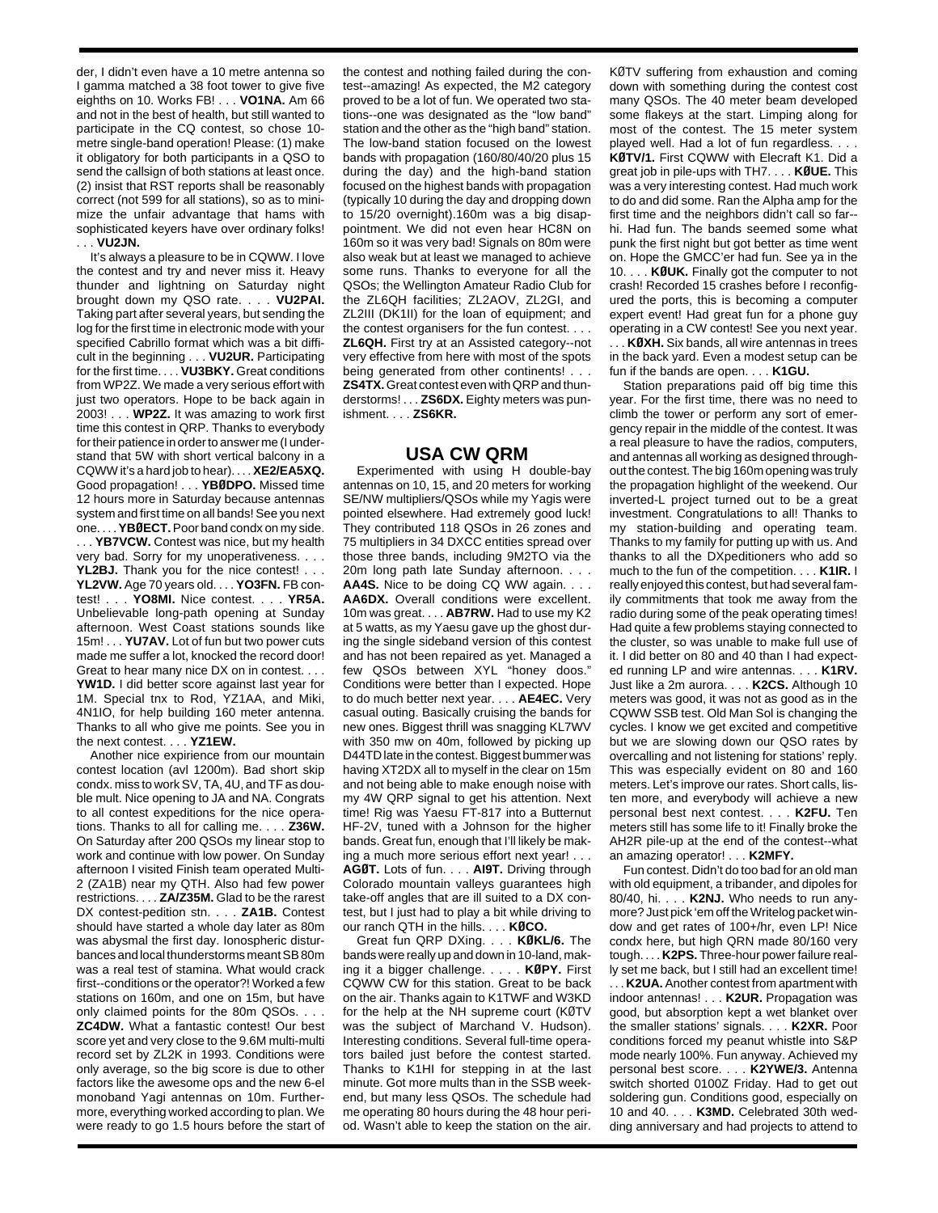der, I didn't even have a 10 metre antenna so I gamma matched a 38 foot tower to give five eighths on 10. Works FB! . . . **VO1NA.** Am 66 and not in the best of health, but still wanted to participate in the CQ contest, so chose 10-metre single-band operation! Please: (1) make it obligatory for both participants in a QSO to send the callsign of both stations at least once. (2) insist that RST reports shall be reasonably correct (not 599 for all stations), so as to minimize the unfair advantage that hams with sophisticated keyers have over ordinary folks! . . . **VU2JN.**

It's always a pleasure to be in CQWW. I love the contest and try and never miss it. Heavy thunder and lightning on Saturday night brought down my QSO rate. . . . **VU2PAI.** Taking part after several years, but sending the log for the first time in electronic mode with your specified Cabrillo format which was a bit difficult in the beginning . . . **VU2UR.** Participating for the first time. . . . **VU3BKY.** Great conditions from WP2Z. We made a very serious effort with just two operators. Hope to be back again in 2003! . . . **WP2Z.** It was amazing to work first time this contest in QRP. Thanks to everybody for their patience in order to answer me (I understand that 5W with short vertical balcony in a CQWW it's a hard job to hear). . . . **XE2/EA5XQ.** Good propagation! . . . **YBØDPO.** Missed time 12 hours more in Saturday because antennas system and first time on all bands! See you next one. . . . **YBØECT.** Poor band condx on my side. . . . **YB7VCW.** Contest was nice, but my health very bad. Sorry for my unoperativeness. . . . **YL2BJ.** Thank you for the nice contest! . . . **YL2VW.** Age 70 years old. . . . **YO3FN.** FB contest! . . . **YO8MI.** Nice contest. . . . **YR5A.** Unbelievable long-path opening at Sunday afternoon. West Coast stations sounds like 15m! . . . **YU7AV.** Lot of fun but two power cuts made me suffer a lot, knocked the record door! Great to hear many nice DX on in contest. . . . **YW1D.** I did better score against last year for 1M. Special tnx to Rod, YZ1AA, and Miki, 4N1IO, for help building 160 meter antenna. Thanks to all who give me points. See you in the next contest. . . . **YZ1EW.**

Another nice expirience from our mountain contest location (avl 1200m). Bad short skip condx. miss to work SV, TA, 4U, and TF as double mult. Nice opening to JA and NA. Congrats to all contest expeditions for the nice operations. Thanks to all for calling me. . . . **Z36W.** On Saturday after 200 QSOs my linear stop to work and continue with low power. On Sunday afternoon I visited Finish team operated Multi-2 (ZA1B) near my QTH. Also had few power restrictions. . . . **ZA/Z35M.** Glad to be the rarest DX contest-pedition stn. . . . **ZA1B.** Contest should have started a whole day later as 80m was abysmal the first day. Ionospheric disturbances and local thunderstorms meant SB 80m was a real test of stamina. What would crack first--conditions or the operator?! Worked a few stations on 160m, and one on 15m, but have only claimed points for the 80m QSOs. . . . **ZC4DW.** What a fantastic contest! Our best score yet and very close to the 9.6M multi-multi record set by ZL2K in 1993. Conditions were only average, so the big score is due to other factors like the awesome ops and the new 6-el monoband Yagi antennas on 10m. Furthermore, everything worked according to plan. We were ready to go 1.5 hours before the start of the contest and nothing failed during the contest--amazing! As expected, the M2 category proved to be a lot of fun. We operated two stations--one was designated as the "low band" station and the other as the "high band" station. The low-band station focused on the lowest bands with propagation (160/80/40/20 plus 15 during the day) and the high-band station focused on the highest bands with propagation (typically 10 during the day and dropping down to 15/20 overnight).160m was a big disappointment. We did not even hear HC8N on 160m so it was very bad! Signals on 80m were also weak but at least we managed to achieve some runs. Thanks to everyone for all the QSOs; the Wellington Amateur Radio Club for the ZL6QH facilities; ZL2AOV, ZL2GI, and ZL2III (DK1II) for the loan of equipment; and the contest organisers for the fun contest. . . . **ZL6QH.** First try at an Assisted category--not very effective from here with most of the spots being generated from other continents! . . . **ZS4TX.** Great contest even with QRP and thunderstorms! . . . **ZS6DX.** Eighty meters was punishment. . . . **ZS6KR.**

## USA CW QRM

Experimented with using H double-bay antennas on 10, 15, and 20 meters for working SE/NW multipliers/QSOs while my Yagis were pointed elsewhere. Had extremely good luck! They contributed 118 QSOs in 26 zones and 75 multipliers in 34 DXCC entities spread over those three bands, including 9M2TO via the 20m long path late Sunday afternoon. . . . **AA4S.** Nice to be doing CQ WW again. . . . **AA6DX.** Overall conditions were excellent. 10m was great. . . . **AB7RW.** Had to use my K2 at 5 watts, as my Yaesu gave up the ghost during the single sideband version of this contest and has not been repaired as yet. Managed a few QSOs between XYL "honey doos." Conditions were better than I expected. Hope to do much better next year. . . . **AE4EC.** Very casual outing. Basically cruising the bands for new ones. Biggest thrill was snagging KL7WV with 350 mw on 40m, followed by picking up D44TD late in the contest. Biggest bummer was having XT2DX all to myself in the clear on 15m and not being able to make enough noise with my 4W QRP signal to get his attention. Next time! Rig was Yaesu FT-817 into a Butternut HF-2V, tuned with a Johnson for the higher bands. Great fun, enough that I'll likely be making a much more serious effort next year! . . . **AGØT.** Lots of fun. . . . **AI9T.** Driving through Colorado mountain valleys guarantees high take-off angles that are ill suited to a DX contest, but I just had to play a bit while driving to our ranch QTH in the hills. . . . **KØCO.**

Great fun QRP DXing. . . . **KØKL/6.** The bands were really up and down in 10-land, making it a bigger challenge. . . . . **KØPY.** First CQWW CW for this station. Great to be back on the air. Thanks again to K1TWF and W3KD for the help at the NH supreme court (KØTV was the subject of Marchand V. Hudson). Interesting conditions. Several full-time operators bailed just before the contest started. Thanks to K1HI for stepping in at the last minute. Got more mults than in the SSB weekend, but many less QSOs. The schedule had me operating 80 hours during the 48 hour period. Wasn't able to keep the station on the air. KØTV suffering from exhaustion and coming down with something during the contest cost many QSOs. The 40 meter beam developed some flakeys at the start. Limping along for most of the contest. The 15 meter system played well. Had a lot of fun regardless. . . . **KØTV/1.** First CQWW with Elecraft K1. Did a great job in pile-ups with TH7. . . . **KØUE.** This was a very interesting contest. Had much work to do and did some. Ran the Alpha amp for the first time and the neighbors didn't call so far--hi. Had fun. The bands seemed some what punk the first night but got better as time went on. Hope the GMCC'er had fun. See ya in the 10. . . . **KØUK.** Finally got the computer to not crash! Recorded 15 crashes before I reconfigured the ports, this is becoming a computer expert event! Had great fun for a phone guy operating in a CW contest! See you next year. . . . **KØXH.** Six bands, all wire antennas in trees in the back yard. Even a modest setup can be fun if the bands are open. . . . **K1GU.**

Station preparations paid off big time this year. For the first time, there was no need to climb the tower or perform any sort of emergency repair in the middle of the contest. It was a real pleasure to have the radios, computers, and antennas all working as designed throughout the contest. The big 160m opening was truly the propagation highlight of the weekend. Our inverted-L project turned out to be a great investment. Congratulations to all! Thanks to my station-building and operating team. Thanks to my family for putting up with us. And thanks to all the DXpeditioners who add so much to the fun of the competition. . . . **K1IR.** I really enjoyed this contest, but had several family commitments that took me away from the radio during some of the peak operating times! Had quite a few problems staying connected to the cluster, so was unable to make full use of it. I did better on 80 and 40 than I had expected running LP and wire antennas. . . . **K1RV.** Just like a 2m aurora. . . . **K2CS.** Although 10 meters was good, it was not as good as in the CQWW SSB test. Old Man Sol is changing the cycles. I know we get excited and competitive but we are slowing down our QSO rates by overcalling and not listening for stations' reply. This was especially evident on 80 and 160 meters. Let's improve our rates. Short calls, listen more, and everybody will achieve a new personal best next contest. . . . **K2FU.** Ten meters still has some life to it! Finally broke the AH2R pile-up at the end of the contest--what an amazing operator! . . . **K2MFY.**

Fun contest. Didn't do too bad for an old man with old equipment, a tribander, and dipoles for 80/40, hi. . . . **K2NJ.** Who needs to run anymore? Just pick 'em off the Writelog packet window and get rates of 100+/hr, even LP! Nice condx here, but high QRN made 80/160 very tough. . . . **K2PS.** Three-hour power failure really set me back, but I still had an excellent time! . . . **K2UA.** Another contest from apartment with indoor antennas! . . . **K2UR.** Propagation was good, but absorption kept a wet blanket over the smaller stations' signals. . . . **K2XR.** Poor conditions forced my peanut whistle into S&P mode nearly 100%. Fun anyway. Achieved my personal best score. . . . **K2YWE/3.** Antenna switch shorted 0100Z Friday. Had to get out soldering gun. Conditions good, especially on 10 and 40. . . . **K3MD.** Celebrated 30th wedding anniversary and had projects to attend to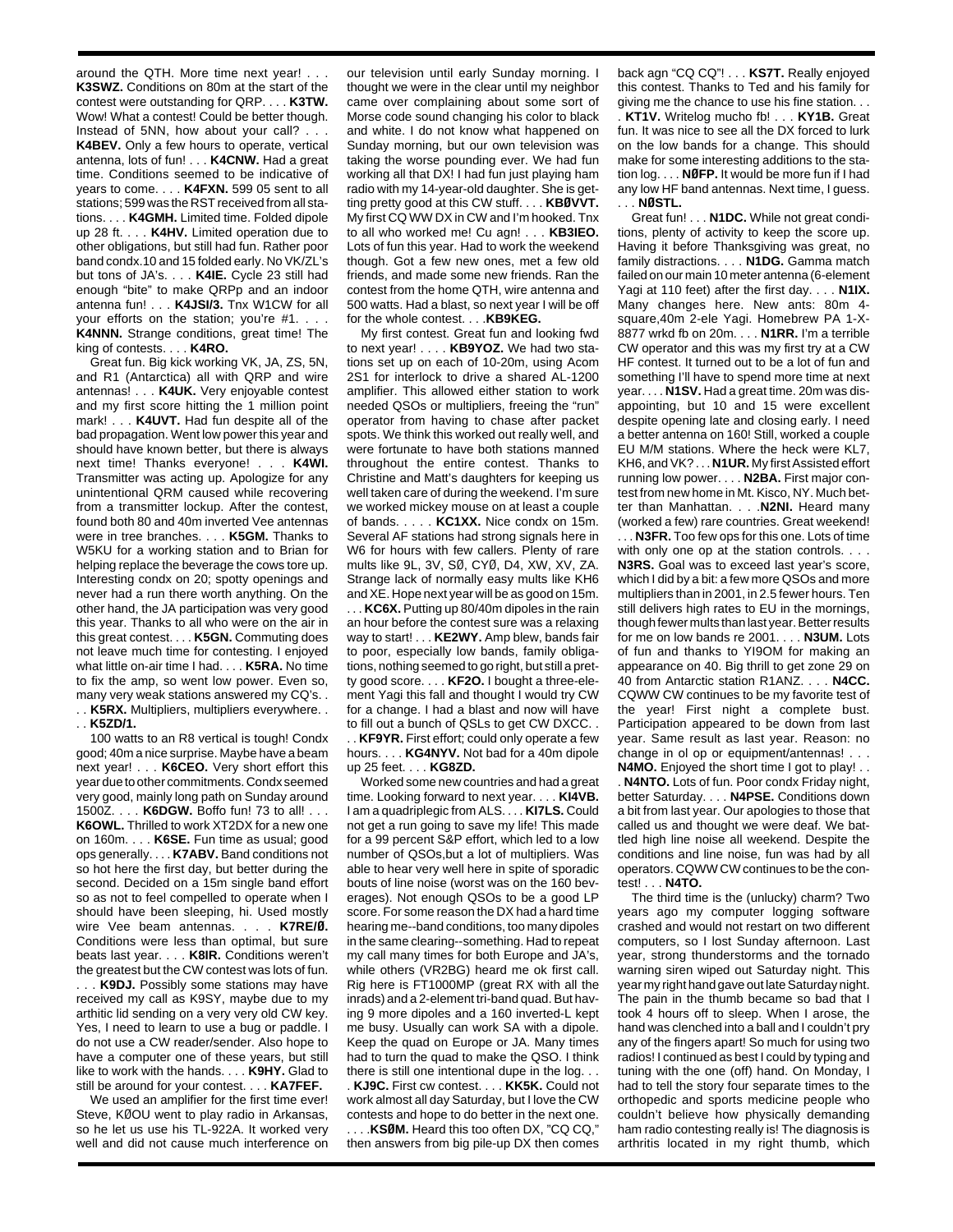around the QTH. More time next year! . . . **K3SWZ.** Conditions on 80m at the start of the contest were outstanding for QRP. . . . **K3TW.** Wow! What a contest! Could be better though. Instead of 5NN, how about your call? . . . **K4BEV.** Only a few hours to operate, vertical antenna, lots of fun! . . . **K4CNW.** Had a great time. Conditions seemed to be indicative of years to come. . . . **K4FXN.** 599 05 sent to all stations; 599 was the RST received from all stations. . . . **K4GMH.** Limited time. Folded dipole up 28 ft. . . . **K4HV.** Limited operation due to other obligations, but still had fun. Rather poor band condx.10 and 15 folded early. No VK/ZL's but tons of JA's. . . . **K4IE.** Cycle 23 still had enough "bite" to make QRPp and an indoor antenna fun! . . . **K4JSI/3.** Tnx W1CW for all your efforts on the station; you're #1. . . . **K4NNN.** Strange conditions, great time! The king of contests. . . . **K4RO.**

Great fun. Big kick working VK, JA, ZS, 5N, and R1 (Antarctica) all with QRP and wire antennas! . . . **K4UK.** Very enjoyable contest and my first score hitting the 1 million point mark! . . . **K4UVT.** Had fun despite all of the bad propagation. Went low power this year and should have known better, but there is always next time! Thanks everyone! . . . **K4WI.** Transmitter was acting up. Apologize for any unintentional QRM caused while recovering from a transmitter lockup. After the contest, found both 80 and 40m inverted Vee antennas were in tree branches. . . . **K5GM.** Thanks to W5KU for a working station and to Brian for helping replace the beverage the cows tore up. Interesting condx on 20; spotty openings and never had a run there worth anything. On the other hand, the JA participation was very good this year. Thanks to all who were on the air in this great contest. . . . **K5GN.** Commuting does not leave much time for contesting. I enjoyed what little on-air time I had. . . . **K5RA.** No time to fix the amp, so went low power. Even so, many very weak stations answered my CQ's. . . . **K5RX.** Multipliers, multipliers everywhere. . . . **K5ZD/1.**

100 watts to an R8 vertical is tough! Condx good; 40m a nice surprise. Maybe have a beam next year! . . . **K6CEO.** Very short effort this year due to other commitments. Condx seemed very good, mainly long path on Sunday around 1500Z. . . . **K6DGW.** Boffo fun! 73 to all! . . . **K6OWL.** Thrilled to work XT2DX for a new one on 160m. . . . **K6SE.** Fun time as usual; good ops generally. . . . **K7ABV.** Band conditions not so hot here the first day, but better during the second. Decided on a 15m single band effort so as not to feel compelled to operate when I should have been sleeping, hi. Used mostly wire Vee beam antennas. . . . **K7RE/Ø.** Conditions were less than optimal, but sure beats last year. . . . **K8IR.** Conditions weren't the greatest but the CW contest was lots of fun. . . . **K9DJ.** Possibly some stations may have received my call as K9SY, maybe due to my arthitic lid sending on a very very old CW key. Yes, I need to learn to use a bug or paddle. I do not use a CW reader/sender. Also hope to have a computer one of these years, but still like to work with the hands. . . . **K9HY.** Glad to still be around for your contest. . . . **KA7FEF.**

We used an amplifier for the first time ever! Steve, KØOU went to play radio in Arkansas, so he let us use his TL-922A. It worked very well and did not cause much interference on our television until early Sunday morning. I thought we were in the clear until my neighbor came over complaining about some sort of Morse code sound changing his color to black and white. I do not know what happened on Sunday morning, but our own television was taking the worse pounding ever. We had fun working all that DX! I had fun just playing ham radio with my 14-year-old daughter. She is getting pretty good at this CW stuff. . . . **KBØVVT.** My first CQ WW DX in CW and I'm hooked. Tnx to all who worked me! Cu agn! . . . **KB3IEO.** Lots of fun this year. Had to work the weekend though. Got a few new ones, met a few old friends, and made some new friends. Ran the contest from the home QTH, wire antenna and 500 watts. Had a blast, so next year I will be off for the whole contest. . . .**KB9KEG.**

My first contest. Great fun and looking fwd to next year! . . . . **KB9YOZ.** We had two stations set up on each of 10-20m, using Acom 2S1 for interlock to drive a shared AL-1200 amplifier. This allowed either station to work needed QSOs or multipliers, freeing the "run" operator from having to chase after packet spots. We think this worked out really well, and were fortunate to have both stations manned throughout the entire contest. Thanks to Christine and Matt's daughters for keeping us well taken care of during the weekend. I'm sure we worked mickey mouse on at least a couple of bands. . . . . **KC1XX.** Nice condx on 15m. Several AF stations had strong signals here in W6 for hours with few callers. Plenty of rare mults like 9L, 3V, SØ, CYØ, D4, XW, XV, ZA. Strange lack of normally easy mults like KH6 and XE. Hope next year will be as good on 15m. . . . **KC6X.** Putting up 80/40m dipoles in the rain an hour before the contest sure was a relaxing way to start! . . . **KE2WY.** Amp blew, bands fair to poor, especially low bands, family obligations, nothing seemed to go right, but still a pretty good score. . . . **KF2O.** I bought a three-element Yagi this fall and thought I would try CW for a change. I had a blast and now will have to fill out a bunch of QSLs to get CW DXCC. . . . **KF9YR.** First effort; could only operate a few hours. . . . **KG4NYV.** Not bad for a 40m dipole up 25 feet. . . . **KG8ZD.**

Worked some new countries and had a great time. Looking forward to next year. . . . **KI4VB.** I am a quadriplegic from ALS. . . . **KI7LS.** Could not get a run going to save my life! This made for a 99 percent S&P effort, which led to a low number of QSOs,but a lot of multipliers. Was able to hear very well here in spite of sporadic bouts of line noise (worst was on the 160 beverages). Not enough QSOs to be a good LP score. For some reason the DX had a hard time hearing me--band conditions, too many dipoles in the same clearing--something. Had to repeat my call many times for both Europe and JA's, while others (VR2BG) heard me ok first call. Rig here is FT1000MP (great RX with all the inrads) and a 2-element tri-band quad. But having 9 more dipoles and a 160 inverted-L kept me busy. Usually can work SA with a dipole. Keep the quad on Europe or JA. Many times had to turn the quad to make the QSO. I think there is still one intentional dupe in the log. . . . **KJ9C.** First cw contest. . . . **KK5K.** Could not work almost all day Saturday, but I love the CW contests and hope to do better in the next one. . . . .**KSØM.** Heard this too often DX, "CQ CQ," then answers from big pile-up DX then comes back agn "CQ CQ"! . . . **KS7T.** Really enjoyed this contest. Thanks to Ted and his family for giving me the chance to use his fine station. . . . **KT1V.** Writelog mucho fb! . . . **KY1B.** Great fun. It was nice to see all the DX forced to lurk on the low bands for a change. This should make for some interesting additions to the station log. . . . **NØFP.** It would be more fun if I had any low HF band antennas. Next time, I guess. . . . **NØSTL.**

Great fun! . . . **N1DC.** While not great conditions, plenty of activity to keep the score up. Having it before Thanksgiving was great, no family distractions. . . . **N1DG.** Gamma match failed on our main 10 meter antenna (6-element Yagi at 110 feet) after the first day. . . . **N1IX.** Many changes here. New ants: 80m 4-square,40m 2-ele Yagi. Homebrew PA 1-X-8877 wrkd fb on 20m. . . . **N1RR.** I'm a terrible CW operator and this was my first try at a CW HF contest. It turned out to be a lot of fun and something I'll have to spend more time at next year. . . . **N1SV.** Had a great time. 20m was disappointing, but 10 and 15 were excellent despite opening late and closing early. I need a better antenna on 160! Still, worked a couple EU M/M stations. Where the heck were KL7, KH6, and VK? . . . **N1UR.** My first Assisted effort running low power. . . . **N2BA.** First major contest from new home in Mt. Kisco, NY. Much better than Manhattan. . . .**N2NI.** Heard many (worked a few) rare countries. Great weekend! . . . **N3FR.** Too few ops for this one. Lots of time with only one op at the station controls. . . . **N3RS.** Goal was to exceed last year's score, which I did by a bit: a few more QSOs and more multipliers than in 2001, in 2.5 fewer hours. Ten still delivers high rates to EU in the mornings, though fewer mults than last year. Better results for me on low bands re 2001. . . . **N3UM.** Lots of fun and thanks to YI9OM for making an appearance on 40. Big thrill to get zone 29 on 40 from Antarctic station R1ANZ. . . . **N4CC.** CQWW CW continues to be my favorite test of the year! First night a complete bust. Participation appeared to be down from last year. Same result as last year. Reason: no change in ol op or equipment/antennas! . . . **N4MO.** Enjoyed the short time I got to play! . . . **N4NTO.** Lots of fun. Poor condx Friday night, better Saturday. . . . **N4PSE.** Conditions down a bit from last year. Our apologies to those that called us and thought we were deaf. We battled high line noise all weekend. Despite the conditions and line noise, fun was had by all operators. CQWW CW continues to be the contest! . . . **N4TO.**

The third time is the (unlucky) charm? Two years ago my computer logging software crashed and would not restart on two different computers, so I lost Sunday afternoon. Last year, strong thunderstorms and the tornado warning siren wiped out Saturday night. This year my right hand gave out late Saturday night. The pain in the thumb became so bad that I took 4 hours off to sleep. When I arose, the hand was clenched into a ball and I couldn't pry any of the fingers apart! So much for using two radios! I continued as best I could by typing and tuning with the one (off) hand. On Monday, I had to tell the story four separate times to the orthopedic and sports medicine people who couldn't believe how physically demanding ham radio contesting really is! The diagnosis is arthritis located in my right thumb, which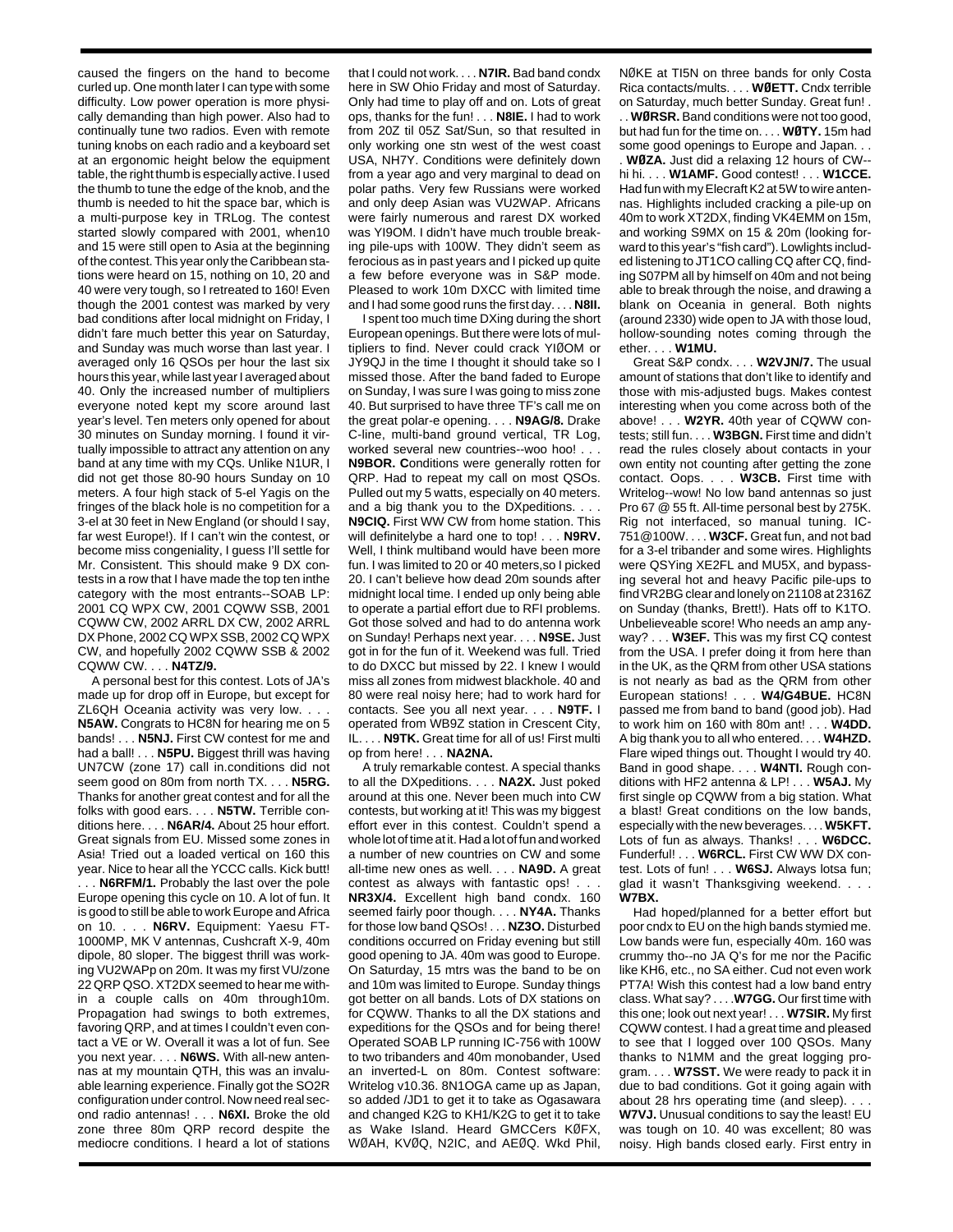caused the fingers on the hand to become curled up. One month later I can type with some difficulty. Low power operation is more physically demanding than high power. Also had to continually tune two radios. Even with remote tuning knobs on each radio and a keyboard set at an ergonomic height below the equipment table, the right thumb is especially active. I used the thumb to tune the edge of the knob, and the thumb is needed to hit the space bar, which is a multi-purpose key in TRLog. The contest started slowly compared with 2001, when10 and 15 were still open to Asia at the beginning of the contest. This year only the Caribbean stations were heard on 15, nothing on 10, 20 and 40 were very tough, so I retreated to 160! Even though the 2001 contest was marked by very bad conditions after local midnight on Friday, I didn't fare much better this year on Saturday, and Sunday was much worse than last year. I averaged only 16 QSOs per hour the last six hours this year, while last year I averaged about 40. Only the increased number of multipliers everyone noted kept my score around last year's level. Ten meters only opened for about 30 minutes on Sunday morning. I found it virtually impossible to attract any attention on any band at any time with my CQs. Unlike N1UR, I did not get those 80-90 hours Sunday on 10 meters. A four high stack of 5-el Yagis on the fringes of the black hole is no competition for a 3-el at 30 feet in New England (or should I say, far west Europe!). If I can't win the contest, or become miss congeniality, I guess I'll settle for Mr. Consistent. This should make 9 DX contests in a row that I have made the top ten inthe category with the most entrants--SOAB LP: 2001 CQ WPX CW, 2001 CQWW SSB, 2001 CQWW CW, 2002 ARRL DX CW, 2002 ARRL DX Phone, 2002 CQ WPX SSB, 2002 CQ WPX CW, and hopefully 2002 CQWW SSB & 2002 CQWW CW. . . . **N4TZ/9.**

A personal best for this contest. Lots of JA's made up for drop off in Europe, but except for ZL6QH Oceania activity was very low. . . . **N5AW.** Congrats to HC8N for hearing me on 5 bands! . . . **N5NJ.** First CW contest for me and had a ball! . . . **N5PU.** Biggest thrill was having UN7CW (zone 17) call in.conditions did not seem good on 80m from north TX. . . . **N5RG.** Thanks for another great contest and for all the folks with good ears. . . . **N5TW.** Terrible conditions here. . . . **N6AR/4.** About 25 hour effort. Great signals from EU. Missed some zones in Asia! Tried out a loaded vertical on 160 this year. Nice to hear all the YCCC calls. Kick butt! . . . **N6RFM/1.** Probably the last over the pole Europe opening this cycle on 10. A lot of fun. It is good to still be able to work Europe and Africa on 10. . . . **N6RV.** Equipment: Yaesu FT-1000MP, MK V antennas, Cushcraft X-9, 40m dipole, 80 sloper. The biggest thrill was working VU2WAPp on 20m. It was my first VU/zone 22 QRP QSO. XT2DX seemed to hear me within a couple calls on 40m through10m. Propagation had swings to both extremes, favoring QRP, and at times I couldn't even contact a VE or W. Overall it was a lot of fun. See you next year. . . . **N6WS.** With all-new antennas at my mountain QTH, this was an invaluable learning experience. Finally got the SO2R configuration under control. Now need real second radio antennas! . . . **N6XI.** Broke the old zone three 80m QRP record despite the mediocre conditions. I heard a lot of stations that I could not work. . . . **N7IR.** Bad band condx here in SW Ohio Friday and most of Saturday. Only had time to play off and on. Lots of great ops, thanks for the fun! . . . **N8IE.** I had to work from 20Z til 05Z Sat/Sun, so that resulted in only working one stn west of the west coast USA, NH7Y. Conditions were definitely down from a year ago and very marginal to dead on polar paths. Very few Russians were worked and only deep Asian was VU2WAP. Africans were fairly numerous and rarest DX worked was YI9OM. I didn't have much trouble breaking pile-ups with 100W. They didn't seem as ferocious as in past years and I picked up quite a few before everyone was in S&P mode. Pleased to work 10m DXCC with limited time and I had some good runs the first day. . . . **N8II.**

I spent too much time DXing during the short European openings. But there were lots of multipliers to find. Never could crack YIØOM or JY9QJ in the time I thought it should take so I missed those. After the band faded to Europe on Sunday, I was sure I was going to miss zone 40. But surprised to have three TF's call me on the great polar-e opening. . . . **N9AG/8.** Drake C-line, multi-band ground vertical, TR Log, worked several new countries--woo hoo! . . . **N9BOR. C**onditions were generally rotten for QRP. Had to repeat my call on most QSOs. Pulled out my 5 watts, especially on 40 meters. and a big thank you to the DXpeditions. . . . **N9CIQ.** First WW CW from home station. This will definitelybe a hard one to top! . . . **N9RV.** Well, I think multiband would have been more fun. I was limited to 20 or 40 meters,so I picked 20. I can't believe how dead 20m sounds after midnight local time. I ended up only being able to operate a partial effort due to RFI problems. Got those solved and had to do antenna work on Sunday! Perhaps next year. . . . **N9SE.** Just got in for the fun of it. Weekend was full. Tried to do DXCC but missed by 22. I knew I would miss all zones from midwest blackhole. 40 and 80 were real noisy here; had to work hard for contacts. See you all next year. . . . **N9TF.** I operated from WB9Z station in Crescent City, IL. . . . **N9TK.** Great time for all of us! First multi op from here! . . . **NA2NA.**

A truly remarkable contest. A special thanks to all the DXpeditions. . . . **NA2X.** Just poked around at this one. Never been much into CW contests, but working at it! This was my biggest effort ever in this contest. Couldn't spend a whole lot of time at it. Had a lot of fun and worked a number of new countries on CW and some all-time new ones as well. . . . **NA9D.** A great contest as always with fantastic ops! . . . **NR3X/4.** Excellent high band condx. 160 seemed fairly poor though. . . . **NY4A.** Thanks for those low band QSOs! . . . **NZ3O.** Disturbed conditions occurred on Friday evening but still good opening to JA. 40m was good to Europe. On Saturday, 15 mtrs was the band to be on and 10m was limited to Europe. Sunday things got better on all bands. Lots of DX stations on for CQWW. Thanks to all the DX stations and expeditions for the QSOs and for being there! Operated SOAB LP running IC-756 with 100W to two tribanders and 40m monobander, Used an inverted-L on 80m. Contest software: Writelog v10.36. 8N1OGA came up as Japan, so added /JD1 to get it to take as Ogasawara and changed K2G to KH1/K2G to get it to take as Wake Island. Heard GMCCers KØFX, WØAH, KVØQ, N2IC, and AEØQ. Wkd Phil, NØKE at TI5N on three bands for only Costa Rica contacts/mults. . . . **WØETT.** Cndx terrible on Saturday, much better Sunday. Great fun! . . . **WØRSR.** Band conditions were not too good, but had fun for the time on. . . . **WØTY.** 15m had some good openings to Europe and Japan. . . . **WØZA.** Just did a relaxing 12 hours of CW--hi hi. . . . **W1AMF.** Good contest! . . . **W1CCE.** Had fun with my Elecraft K2 at 5W to wire antennas. Highlights included cracking a pile-up on 40m to work XT2DX, finding VK4EMM on 15m, and working S9MX on 15 & 20m (looking forward to this year's "fish card"). Lowlights included listening to JT1CO calling CQ after CQ, finding S07PM all by himself on 40m and not being able to break through the noise, and drawing a blank on Oceania in general. Both nights (around 2330) wide open to JA with those loud, hollow-sounding notes coming through the ether. . . . **W1MU.**

Great S&P condx. . . . **W2VJN/7.** The usual amount of stations that don't like to identify and those with mis-adjusted bugs. Makes contest interesting when you come across both of the above! . . . **W2YR.** 40th year of CQWW contests; still fun. . . . **W3BGN.** First time and didn't read the rules closely about contacts in your own entity not counting after getting the zone contact. Oops. . . . **W3CB.** First time with Writelog--wow! No low band antennas so just Pro 67 @ 55 ft. All-time personal best by 275K. Rig not interfaced, so manual tuning. IC-751@100W. . . . **W3CF.** Great fun, and not bad for a 3-el tribander and some wires. Highlights were QSYing XE2FL and MU5X, and bypassing several hot and heavy Pacific pile-ups to find VR2BG clear and lonely on 21108 at 2316Z on Sunday (thanks, Brett!). Hats off to K1TO. Unbelieveable score! Who needs an amp anyway? . . . **W3EF.** This was my first CQ contest from the USA. I prefer doing it from here than in the UK, as the QRM from other USA stations is not nearly as bad as the QRM from other European stations! . . . **W4/G4BUE.** HC8N passed me from band to band (good job). Had to work him on 160 with 80m ant! . . . **W4DD.** A big thank you to all who entered. . . . **W4HZD.** Flare wiped things out. Thought I would try 40. Band in good shape. . . . **W4NTI.** Rough conditions with HF2 antenna & LP! . . . **W5AJ.** My first single op CQWW from a big station. What a blast! Great conditions on the low bands, especially with the new beverages. . . . **W5KFT.** Lots of fun as always. Thanks! . . . **W6DCC.** Funderful! . . . **W6RCL.** First CW WW DX contest. Lots of fun! . . . **W6SJ.** Always lotsa fun; glad it wasn't Thanksgiving weekend. . . . **W7BX.**

Had hoped/planned for a better effort but poor cndx to EU on the high bands stymied me. Low bands were fun, especially 40m. 160 was crummy tho--no JA Q's for me nor the Pacific like KH6, etc., no SA either. Cud not even work PT7A! Wish this contest had a low band entry class. What say? . . . .**W7GG.** Our first time with this one; look out next year! . . . **W7SIR.** My first CQWW contest. I had a great time and pleased to see that I logged over 100 QSOs. Many thanks to N1MM and the great logging program. . . . **W7SST.** We were ready to pack it in due to bad conditions. Got it going again with about 28 hrs operating time (and sleep). . . . **W7VJ.** Unusual conditions to say the least! EU was tough on 10. 40 was excellent; 80 was noisy. High bands closed early. First entry in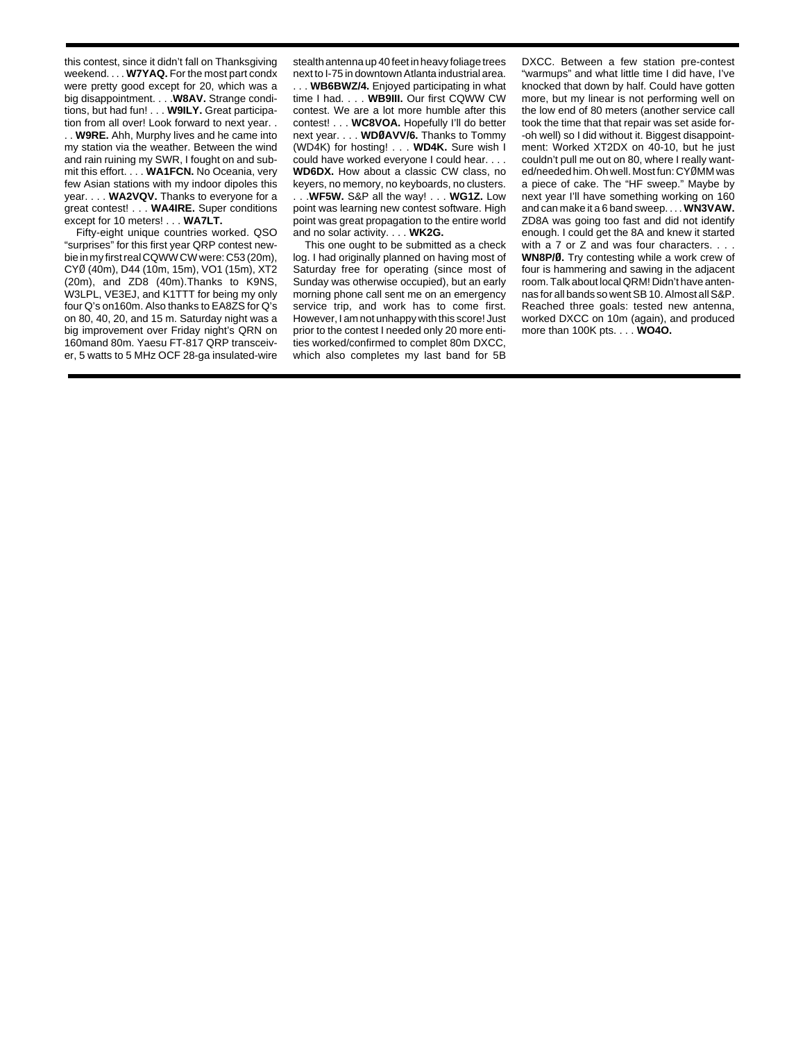this contest, since it didn't fall on Thanksgiving weekend. . . . **W7YAQ.** For the most part condx were pretty good except for 20, which was a big disappointment. . . .**W8AV.** Strange conditions, but had fun! . . . **W9ILY.** Great participation from all over! Look forward to next year. . . . **W9RE.** Ahh, Murphy lives and he came into my station via the weather. Between the wind and rain ruining my SWR, I fought on and submit this effort. . . . **WA1FCN.** No Oceania, very few Asian stations with my indoor dipoles this year. . . . **WA2VQV.** Thanks to everyone for a great contest! . . . **WA4IRE.** Super conditions except for 10 meters! . . . **WA7LT.**

Fifty-eight unique countries worked. QSO "surprises" for this first year QRP contest newbie in my first real CQWW CW were: C53 (20m), CYØ (40m), D44 (10m, 15m), VO1 (15m), XT2 (20m), and ZD8 (40m).Thanks to K9NS, W3LPL, VE3EJ, and K1TTT for being my only four Q's on160m. Also thanks to EA8ZS for Q's on 80, 40, 20, and 15 m. Saturday night was a big improvement over Friday night's QRN on 160mand 80m. Yaesu FT-817 QRP transceiver, 5 watts to 5 MHz OCF 28-ga insulated-wire stealth antenna up 40 feet in heavy foliage trees next to I-75 in downtown Atlanta industrial area. . . . **WB6BWZ/4.** Enjoyed participating in what time I had. . . . **WB9III.** Our first CQWW CW contest. We are a lot more humble after this contest! . . . **WC8VOA.** Hopefully I'll do better next year. . . . **WDØAVV/6.** Thanks to Tommy (WD4K) for hosting! . . . **WD4K.** Sure wish I could have worked everyone I could hear. . . . **WD6DX.** How about a classic CW class, no keyers, no memory, no keyboards, no clusters. . . .**WF5W.** S&P all the way! . . . **WG1Z.** Low point was learning new contest software. High point was great propagation to the entire world and no solar activity. . . . **WK2G.**

This one ought to be submitted as a check log. I had originally planned on having most of Saturday free for operating (since most of Sunday was otherwise occupied), but an early morning phone call sent me on an emergency service trip, and work has to come first. However, I am not unhappy with this score! Just prior to the contest I needed only 20 more entities worked/confirmed to complet 80m DXCC, which also completes my last band for 5B DXCC. Between a few station pre-contest "warmups" and what little time I did have, I've knocked that down by half. Could have gotten more, but my linear is not performing well on the low end of 80 meters (another service call took the time that that repair was set aside for--oh well) so I did without it. Biggest disappointment: Worked XT2DX on 40-10, but he just couldn't pull me out on 80, where I really wanted/needed him. Oh well. Most fun: CYØMM was a piece of cake. The "HF sweep." Maybe by next year I'll have something working on 160 and can make it a 6 band sweep. . . . **WN3VAW.** ZD8A was going too fast and did not identify enough. I could get the 8A and knew it started with a 7 or Z and was four characters. . . . **WN8P/Ø.** Try contesting while a work crew of four is hammering and sawing in the adjacent room. Talk about local QRM! Didn't have antennas for all bands so went SB 10. Almost all S&P. Reached three goals: tested new antenna, worked DXCC on 10m (again), and produced more than 100K pts. . . . **WO4O.**